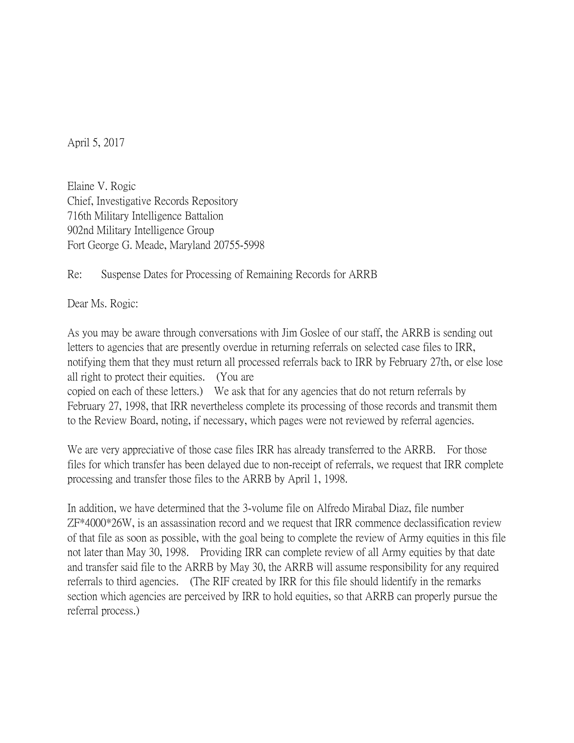April 5, 2017

Elaine V. Rogic
Chief, Investigative Records Repository
716th Military Intelligence Battalion
902nd Military Intelligence Group
Fort George G. Meade, Maryland 20755-5998

Re: Suspense Dates for Processing of Remaining Records for ARRB

Dear Ms. Rogic:

As you may be aware through conversations with Jim Goslee of our staff, the ARRB is sending out letters to agencies that are presently overdue in returning referrals on selected case files to IRR, notifying them that they must return all processed referrals back to IRR by February 27th, or else lose all right to protect their equities. (You are copied on each of these letters.) We ask that for any agencies that do not return referrals by February 27, 1998, that IRR nevertheless complete its processing of those records and transmit them to the Review Board, noting, if necessary, which pages were not reviewed by referral agencies.

We are very appreciative of those case files IRR has already transferred to the ARRB. For those files for which transfer has been delayed due to non-receipt of referrals, we request that IRR complete processing and transfer those files to the ARRB by April 1, 1998.

In addition, we have determined that the 3-volume file on Alfredo Mirabal Diaz, file number ZF*4000*26W, is an assassination record and we request that IRR commence declassification review of that file as soon as possible, with the goal being to complete the review of Army equities in this file not later than May 30, 1998. Providing IRR can complete review of all Army equities by that date and transfer said file to the ARRB by May 30, the ARRB will assume responsibility for any required referrals to third agencies. (The RIF created by IRR for this file should lidentify in the remarks section which agencies are perceived by IRR to hold equities, so that ARRB can properly pursue the referral process.)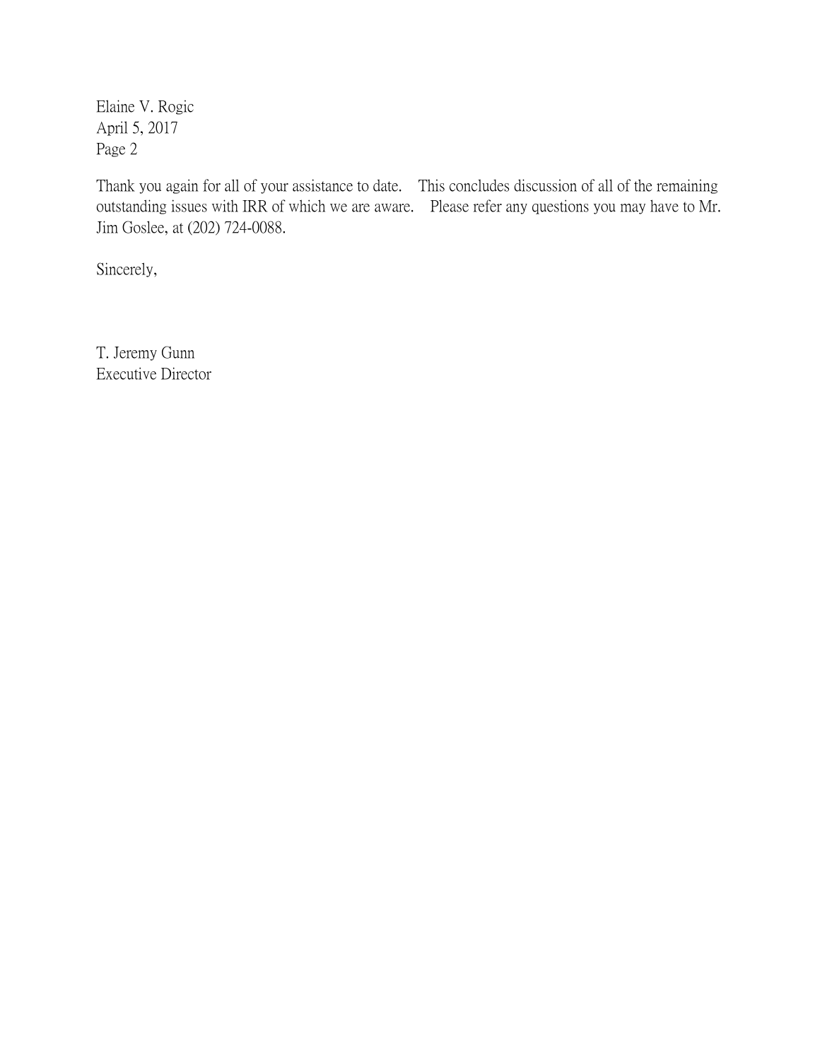Thank you again for all of your assistance to date. This concludes discussion of all of the remaining outstanding issues with IRR of which we are aware. Please refer any questions you may have to Mr. Jim Goslee, at (202) 724-0088.

Sincerely,

T. Jeremy Gunn
Executive Director